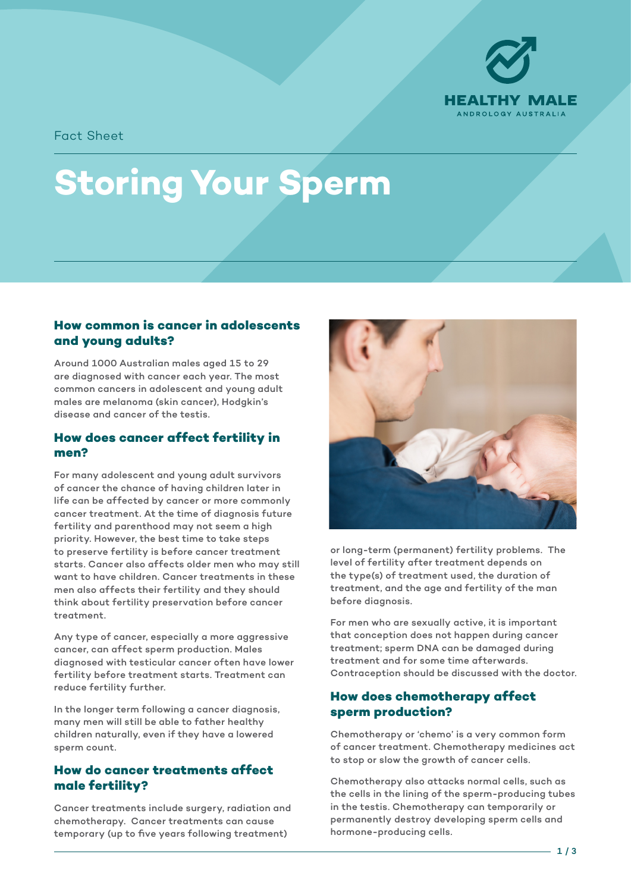Fact Sheet

# Storing Your Sperm

## How common is cancer in adolescents and young adults?

Around 1000 Australian males aged 15 to 29 are diagnosed with cancer each year. The most common cancers in adolescent and young adult males are melanoma (skin cancer), Hodgkin's disease and cancer of the testis.

## How does cancer affect fertility in men?

For many adolescent and young adult survivors of cancer the chance of having children later in life can be affected by cancer or more commonly cancer treatment. At the time of diagnosis future fertility and parenthood may not seem a high priority. However, the best time to take steps to preserve fertility is before cancer treatment starts. Cancer also affects older men who may still want to have children. Cancer treatments in these men also affects their fertility and they should think about fertility preservation before cancer treatment.

Any type of cancer, especially a more aggressive cancer, can affect sperm production. Males diagnosed with testicular cancer often have lower fertility before treatment starts. Treatment can reduce fertility further.

In the longer term following a cancer diagnosis, many men will still be able to father healthy children naturally, even if they have a lowered sperm count.

## How do cancer treatments affect male fertility?

Cancer treatments include surgery, radiation and chemotherapy. Cancer treatments can cause temporary (up to five years following treatment) or long-term (permanent) fertility problems. The level of fertility after treatment depends on the type(s) of treatment used, the duration of treatment, and the age and fertility of the man before diagnosis.

For men who are sexually active, it is important that conception does not happen during cancer treatment; sperm DNA can be damaged during treatment and for some time afterwards. Contraception should be discussed with the doctor.

## How does chemotherapy affect sperm production?

Chemotherapy or 'chemo' is a very common form of cancer treatment. Chemotherapy medicines act to stop or slow the growth of cancer cells.

Chemotherapy also attacks normal cells, such as the cells in the lining of the sperm-producing tubes in the testis. Chemotherapy can temporarily or permanently destroy developing sperm cells and hormone-producing cells.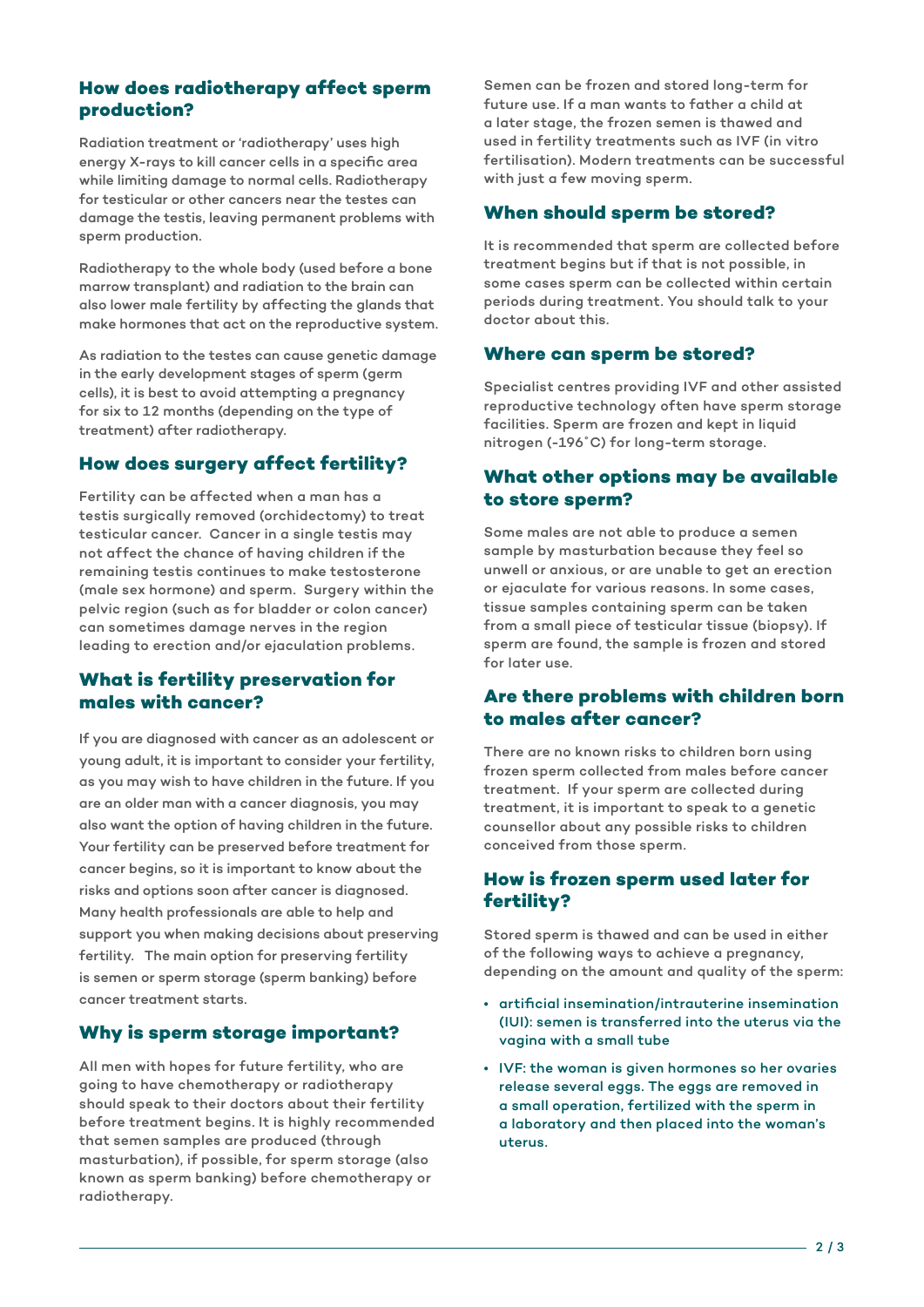## How does radiotherapy affect sperm production?

Radiation treatment or 'radiotherapy' uses high energy X-rays to kill cancer cells in a specific area while limiting damage to normal cells. Radiotherapy for testicular or other cancers near the testes can damage the testis, leaving permanent problems with sperm production.

Radiotherapy to the whole body (used before a bone marrow transplant) and radiation to the brain can also lower male fertility by affecting the glands that make hormones that act on the reproductive system.

As radiation to the testes can cause genetic damage in the early development stages of sperm (germ cells), it is best to avoid attempting a pregnancy for six to 12 months (depending on the type of treatment) after radiotherapy.

## How does surgery affect fertility?

Fertility can be affected when a man has a testis surgically removed (orchidectomy) to treat testicular cancer. Cancer in a single testis may not affect the chance of having children if the remaining testis continues to make testosterone (male sex hormone) and sperm. Surgery within the pelvic region (such as for bladder or colon cancer) can sometimes damage nerves in the region leading to erection and/or ejaculation problems.

## What is fertility preservation for males with cancer?

If you are diagnosed with cancer as an adolescent or young adult, it is important to consider your fertility, as you may wish to have children in the future. If you are an older man with a cancer diagnosis, you may also want the option of having children in the future. Your fertility can be preserved before treatment for cancer begins, so it is important to know about the risks and options soon after cancer is diagnosed. Many health professionals are able to help and support you when making decisions about preserving fertility. The main option for preserving fertility is semen or sperm storage (sperm banking) before cancer treatment starts.

## Why is sperm storage important?

All men with hopes for future fertility, who are going to have chemotherapy or radiotherapy should speak to their doctors about their fertility before treatment begins. It is highly recommended that semen samples are produced (through masturbation), if possible, for sperm storage (also known as sperm banking) before chemotherapy or radiotherapy.

Semen can be frozen and stored long-term for future use. If a man wants to father a child at a later stage, the frozen semen is thawed and used in fertility treatments such as IVF (in vitro fertilisation). Modern treatments can be successful with just a few moving sperm.

## When should sperm be stored?

It is recommended that sperm are collected before treatment begins but if that is not possible, in some cases sperm can be collected within certain periods during treatment. You should talk to your doctor about this.

## Where can sperm be stored?

Specialist centres providing IVF and other assisted reproductive technology often have sperm storage facilities. Sperm are frozen and kept in liquid nitrogen (-196˚C) for long-term storage.

## What other options may be available to store sperm?

Some males are not able to produce a semen sample by masturbation because they feel so unwell or anxious, or are unable to get an erection or ejaculate for various reasons. In some cases, tissue samples containing sperm can be taken from a small piece of testicular tissue (biopsy). If sperm are found, the sample is frozen and stored for later use.

## Are there problems with children born to males after cancer?

There are no known risks to children born using frozen sperm collected from males before cancer treatment. If your sperm are collected during treatment, it is important to speak to a genetic counsellor about any possible risks to children conceived from those sperm.

## How is frozen sperm used later for fertility?

Stored sperm is thawed and can be used in either of the following ways to achieve a pregnancy, depending on the amount and quality of the sperm:

- artificial insemination/intrauterine insemination (IUI): semen is transferred into the uterus via the vagina with a small tube
- IVF: the woman is given hormones so her ovaries release several eggs. The eggs are removed in a small operation, fertilized with the sperm in a laboratory and then placed into the woman's uterus.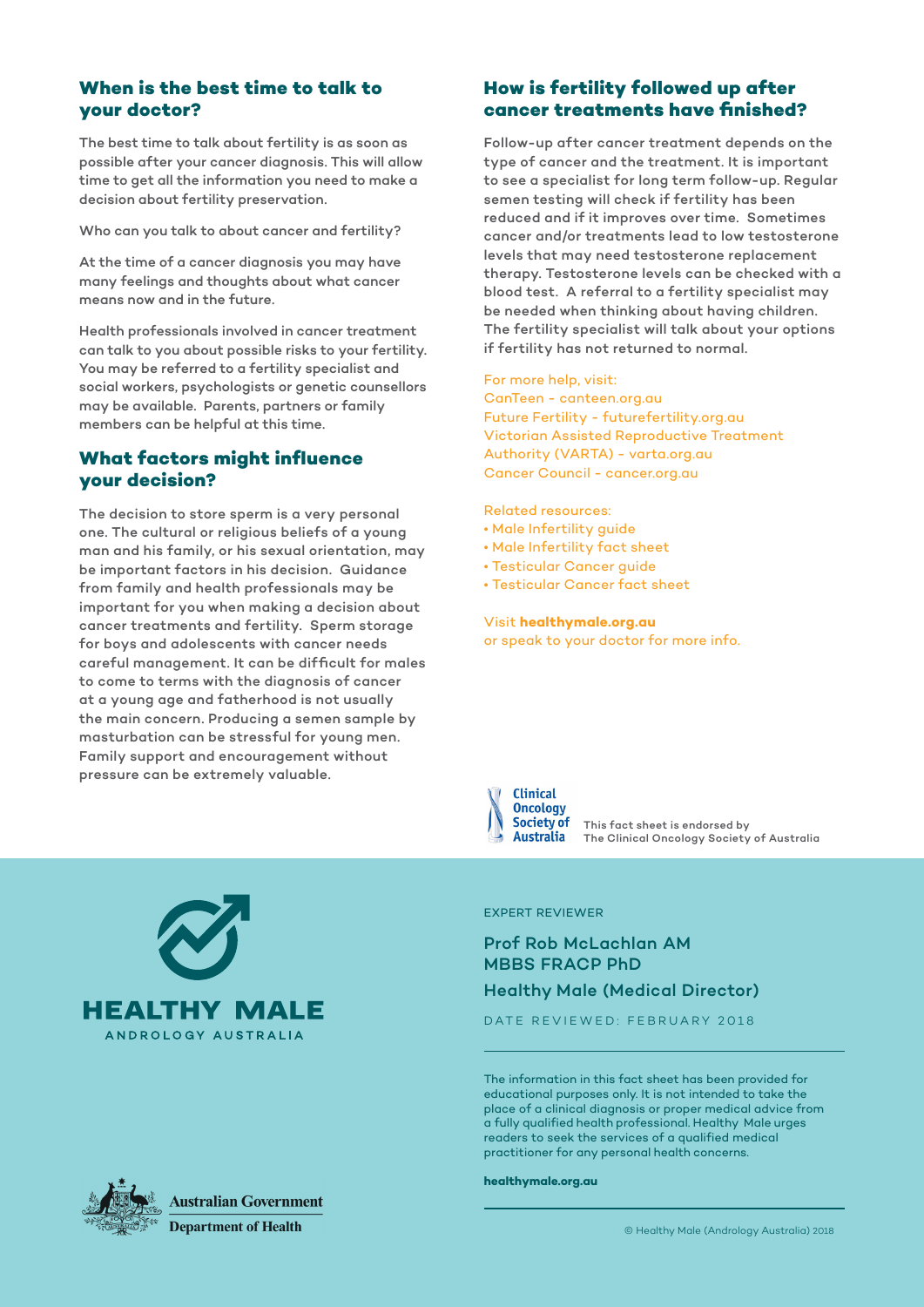## When is the best time to talk to your doctor?

The best time to talk about fertility is as soon as possible after your cancer diagnosis. This will allow time to get all the information you need to make a decision about fertility preservation.

Who can you talk to about cancer and fertility?

At the time of a cancer diagnosis you may have many feelings and thoughts about what cancer means now and in the future.

Health professionals involved in cancer treatment can talk to you about possible risks to your fertility. You may be referred to a fertility specialist and social workers, psychologists or genetic counsellors may be available. Parents, partners or family members can be helpful at this time.

## What factors might influence your decision?

The decision to store sperm is a very personal one. The cultural or religious beliefs of a young man and his family, or his sexual orientation, may be important factors in his decision. Guidance from family and health professionals may be important for you when making a decision about cancer treatments and fertility. Sperm storage for boys and adolescents with cancer needs careful management. It can be difficult for males to come to terms with the diagnosis of cancer at a young age and fatherhood is not usually the main concern. Producing a semen sample by masturbation can be stressful for young men. Family support and encouragement without pressure can be extremely valuable.

## How is fertility followed up after cancer treatments have finished?

Follow-up after cancer treatment depends on the type of cancer and the treatment. It is important to see a specialist for long term follow-up. Regular semen testing will check if fertility has been reduced and if it improves over time. Sometimes cancer and/or treatments lead to low testosterone levels that may need testosterone replacement therapy. Testosterone levels can be checked with a blood test. A referral to a fertility specialist may be needed when thinking about having children. The fertility specialist will talk about your options if fertility has not returned to normal.

For more help, visit:
CanTeen - canteen.org.au
Future Fertility - futurefertility.org.au
Victorian Assisted Reproductive Treatment Authority (VARTA) - varta.org.au
Cancer Council - cancer.org.au

Related resources:
- Male Infertility guide
- Male Infertility fact sheet
- Testicular Cancer guide
- Testicular Cancer fact sheet

Visit **healthymale.org.au**
or speak to your doctor for more info.

Clinical Oncology Society of Australia

This fact sheet is endorsed by The Clinical Oncology Society of Australia

HEALTHY MALE
ANDROLOGY AUSTRALIA

Australian Government
Department of Health

EXPERT REVIEWER

Prof Rob McLachlan AM
MBBS FRACP PhD
Healthy Male (Medical Director)

DATE REVIEWED: FEBRUARY 2018

The information in this fact sheet has been provided for educational purposes only. It is not intended to take the place of a clinical diagnosis or proper medical advice from a fully qualified health professional. Healthy Male urges readers to seek the services of a qualified medical practitioner for any personal health concerns.

**healthymale.org.au**

© Healthy Male (Andrology Australia) 2018